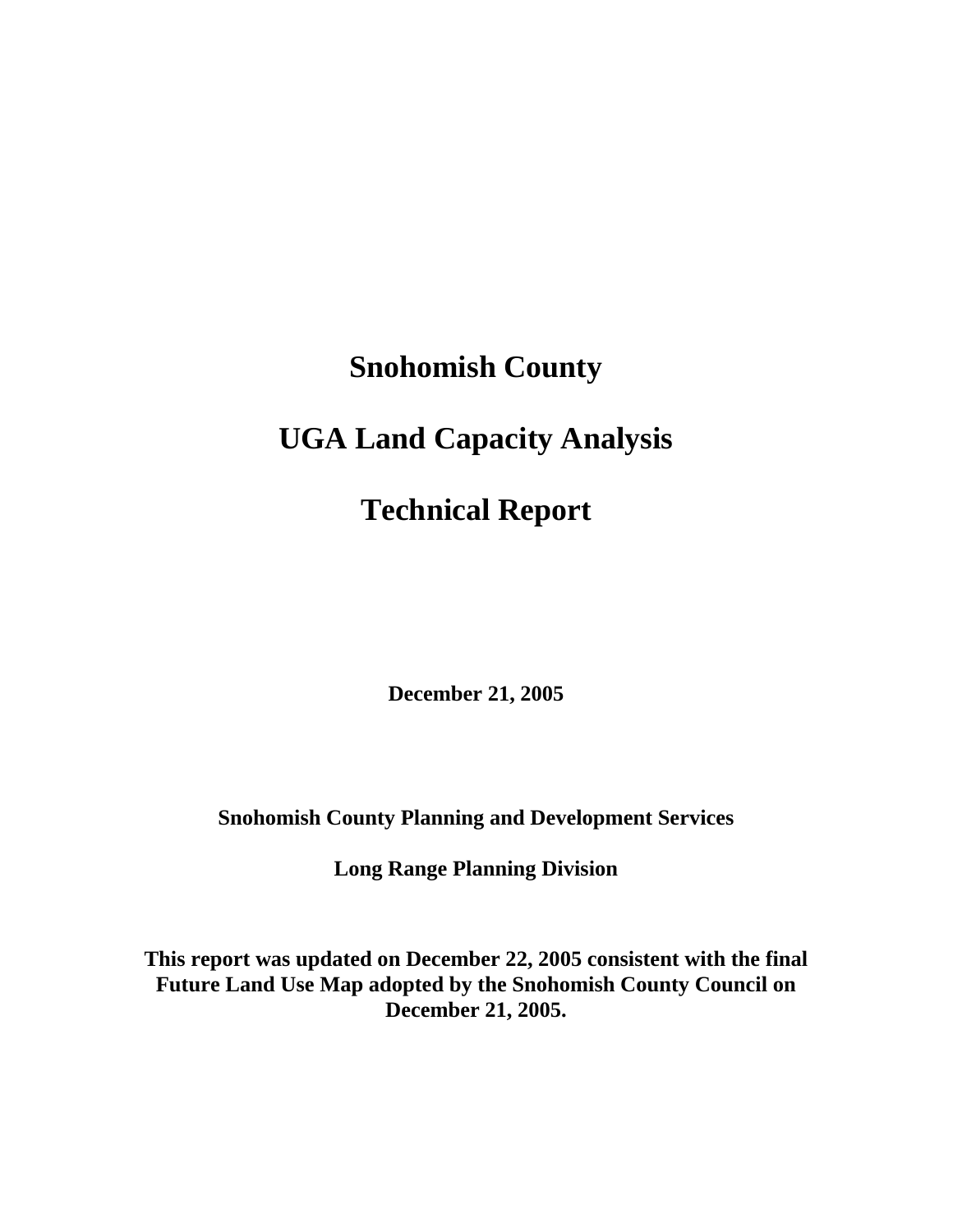# Snohomish County

# UGA Land Capacity Analysis

# Technical Report

**December 21, 2005**

**Snohomish County Planning and Development Services**

**Long Range Planning Division**

**This report was updated on December 22, 2005 consistent with the final Future Land Use Map adopted by the Snohomish County Council on December 21, 2005.**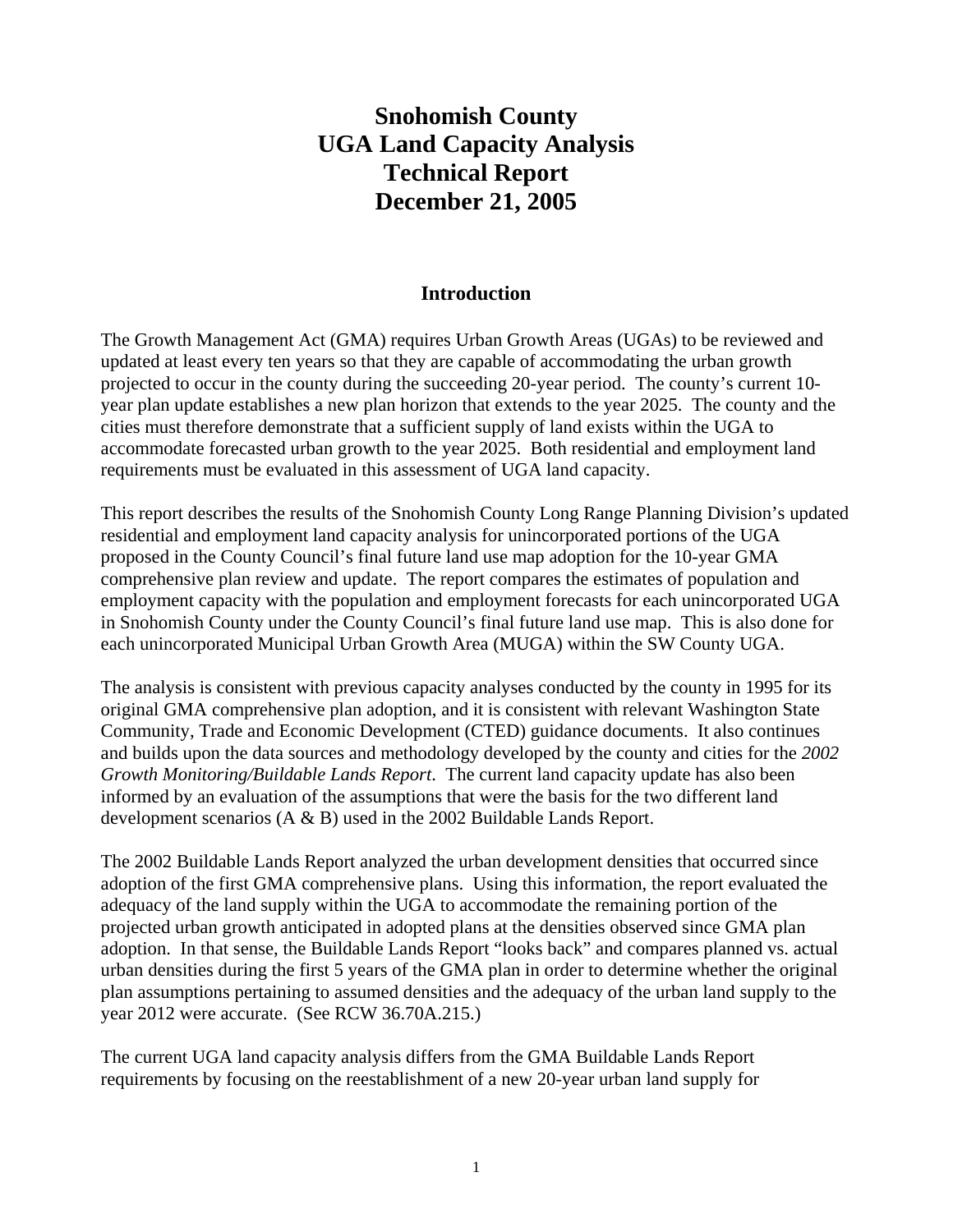# Snohomish County
# UGA Land Capacity Analysis
# Technical Report
# December 21, 2005

## Introduction

The Growth Management Act (GMA) requires Urban Growth Areas (UGAs) to be reviewed and updated at least every ten years so that they are capable of accommodating the urban growth projected to occur in the county during the succeeding 20-year period. The county's current 10-year plan update establishes a new plan horizon that extends to the year 2025. The county and the cities must therefore demonstrate that a sufficient supply of land exists within the UGA to accommodate forecasted urban growth to the year 2025. Both residential and employment land requirements must be evaluated in this assessment of UGA land capacity.

This report describes the results of the Snohomish County Long Range Planning Division's updated residential and employment land capacity analysis for unincorporated portions of the UGA proposed in the County Council's final future land use map adoption for the 10-year GMA comprehensive plan review and update. The report compares the estimates of population and employment capacity with the population and employment forecasts for each unincorporated UGA in Snohomish County under the County Council's final future land use map. This is also done for each unincorporated Municipal Urban Growth Area (MUGA) within the SW County UGA.

The analysis is consistent with previous capacity analyses conducted by the county in 1995 for its original GMA comprehensive plan adoption, and it is consistent with relevant Washington State Community, Trade and Economic Development (CTED) guidance documents. It also continues and builds upon the data sources and methodology developed by the county and cities for the *2002 Growth Monitoring/Buildable Lands Report*. The current land capacity update has also been informed by an evaluation of the assumptions that were the basis for the two different land development scenarios (A & B) used in the 2002 Buildable Lands Report.

The 2002 Buildable Lands Report analyzed the urban development densities that occurred since adoption of the first GMA comprehensive plans. Using this information, the report evaluated the adequacy of the land supply within the UGA to accommodate the remaining portion of the projected urban growth anticipated in adopted plans at the densities observed since GMA plan adoption. In that sense, the Buildable Lands Report "looks back" and compares planned vs. actual urban densities during the first 5 years of the GMA plan in order to determine whether the original plan assumptions pertaining to assumed densities and the adequacy of the urban land supply to the year 2012 were accurate. (See RCW 36.70A.215.)

The current UGA land capacity analysis differs from the GMA Buildable Lands Report requirements by focusing on the reestablishment of a new 20-year urban land supply for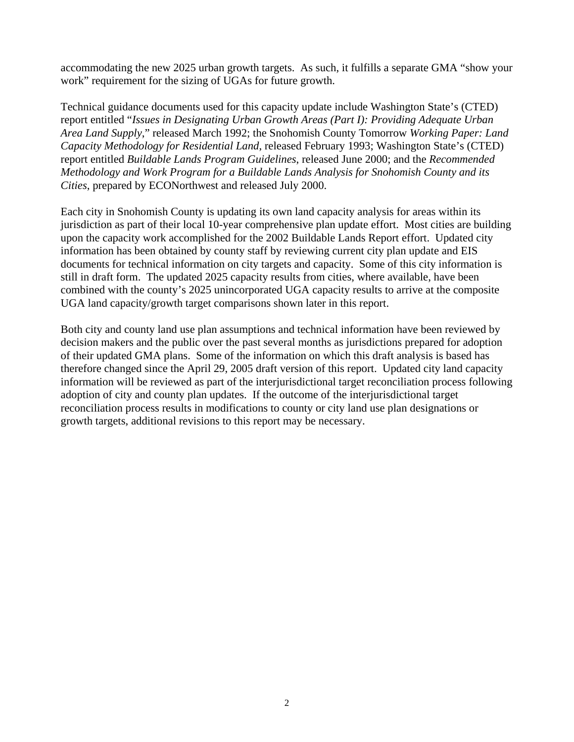accommodating the new 2025 urban growth targets. As such, it fulfills a separate GMA "show your work" requirement for the sizing of UGAs for future growth.

Technical guidance documents used for this capacity update include Washington State's (CTED) report entitled "*Issues in Designating Urban Growth Areas (Part I): Providing Adequate Urban Area Land Supply*," released March 1992; the Snohomish County Tomorrow *Working Paper: Land Capacity Methodology for Residential Land*, released February 1993; Washington State's (CTED) report entitled *Buildable Lands Program Guidelines*, released June 2000; and the *Recommended Methodology and Work Program for a Buildable Lands Analysis for Snohomish County and its Cities*, prepared by ECONorthwest and released July 2000.

Each city in Snohomish County is updating its own land capacity analysis for areas within its jurisdiction as part of their local 10-year comprehensive plan update effort. Most cities are building upon the capacity work accomplished for the 2002 Buildable Lands Report effort. Updated city information has been obtained by county staff by reviewing current city plan update and EIS documents for technical information on city targets and capacity. Some of this city information is still in draft form. The updated 2025 capacity results from cities, where available, have been combined with the county's 2025 unincorporated UGA capacity results to arrive at the composite UGA land capacity/growth target comparisons shown later in this report.

Both city and county land use plan assumptions and technical information have been reviewed by decision makers and the public over the past several months as jurisdictions prepared for adoption of their updated GMA plans. Some of the information on which this draft analysis is based has therefore changed since the April 29, 2005 draft version of this report. Updated city land capacity information will be reviewed as part of the interjurisdictional target reconciliation process following adoption of city and county plan updates. If the outcome of the interjurisdictional target reconciliation process results in modifications to county or city land use plan designations or growth targets, additional revisions to this report may be necessary.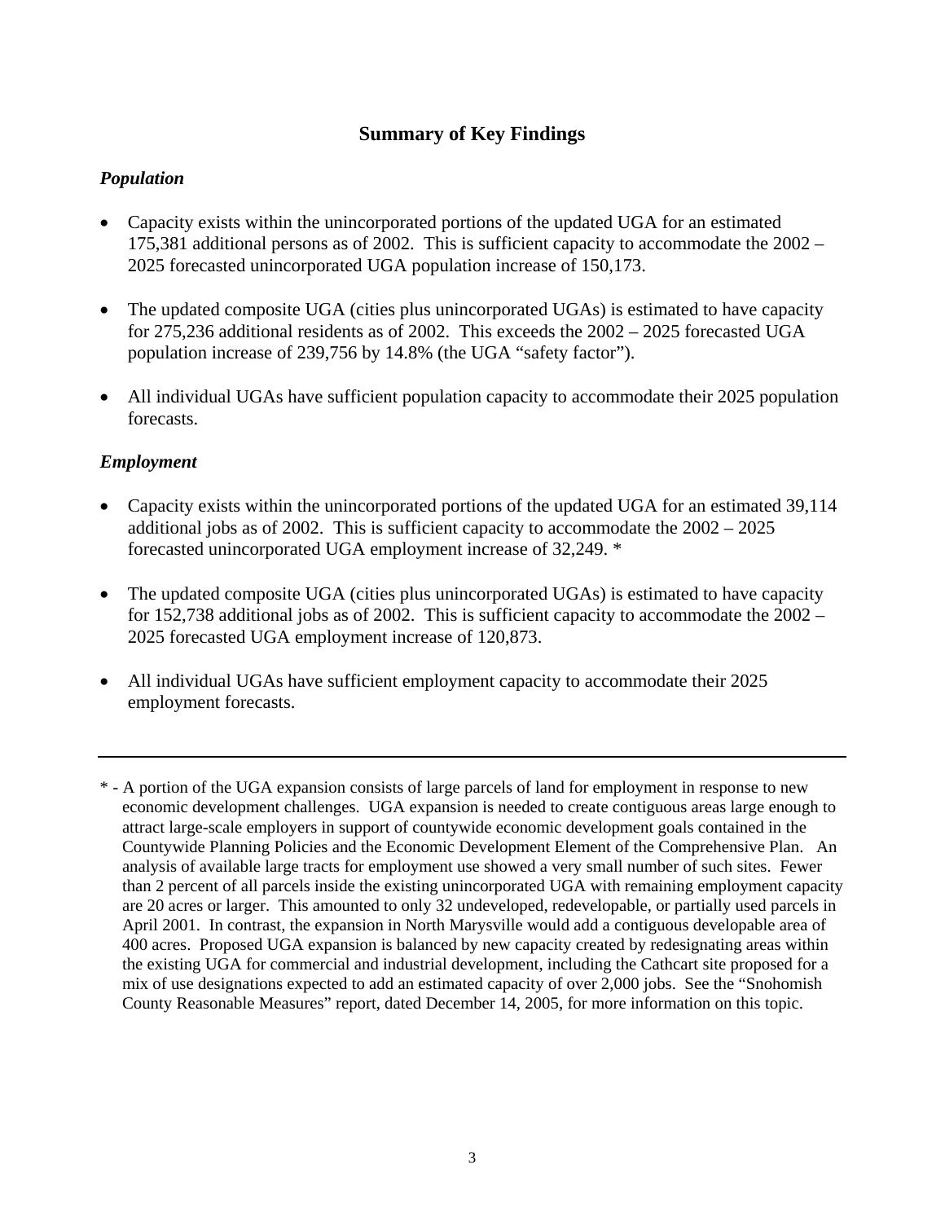## Summary of Key Findings

### *Population*

- Capacity exists within the unincorporated portions of the updated UGA for an estimated 175,381 additional persons as of 2002. This is sufficient capacity to accommodate the 2002 – 2025 forecasted unincorporated UGA population increase of 150,173.

- The updated composite UGA (cities plus unincorporated UGAs) is estimated to have capacity for 275,236 additional residents as of 2002. This exceeds the 2002 – 2025 forecasted UGA population increase of 239,756 by 14.8% (the UGA "safety factor").

- All individual UGAs have sufficient population capacity to accommodate their 2025 population forecasts.

### *Employment*

- Capacity exists within the unincorporated portions of the updated UGA for an estimated 39,114 additional jobs as of 2002. This is sufficient capacity to accommodate the 2002 – 2025 forecasted unincorporated UGA employment increase of 32,249. *

- The updated composite UGA (cities plus unincorporated UGAs) is estimated to have capacity for 152,738 additional jobs as of 2002. This is sufficient capacity to accommodate the 2002 – 2025 forecasted UGA employment increase of 120,873.

- All individual UGAs have sufficient employment capacity to accommodate their 2025 employment forecasts.

---

* - A portion of the UGA expansion consists of large parcels of land for employment in response to new economic development challenges. UGA expansion is needed to create contiguous areas large enough to attract large-scale employers in support of countywide economic development goals contained in the Countywide Planning Policies and the Economic Development Element of the Comprehensive Plan. An analysis of available large tracts for employment use showed a very small number of such sites. Fewer than 2 percent of all parcels inside the existing unincorporated UGA with remaining employment capacity are 20 acres or larger. This amounted to only 32 undeveloped, redevelopable, or partially used parcels in April 2001. In contrast, the expansion in North Marysville would add a contiguous developable area of 400 acres. Proposed UGA expansion is balanced by new capacity created by redesignating areas within the existing UGA for commercial and industrial development, including the Cathcart site proposed for a mix of use designations expected to add an estimated capacity of over 2,000 jobs. See the "Snohomish County Reasonable Measures" report, dated December 14, 2005, for more information on this topic.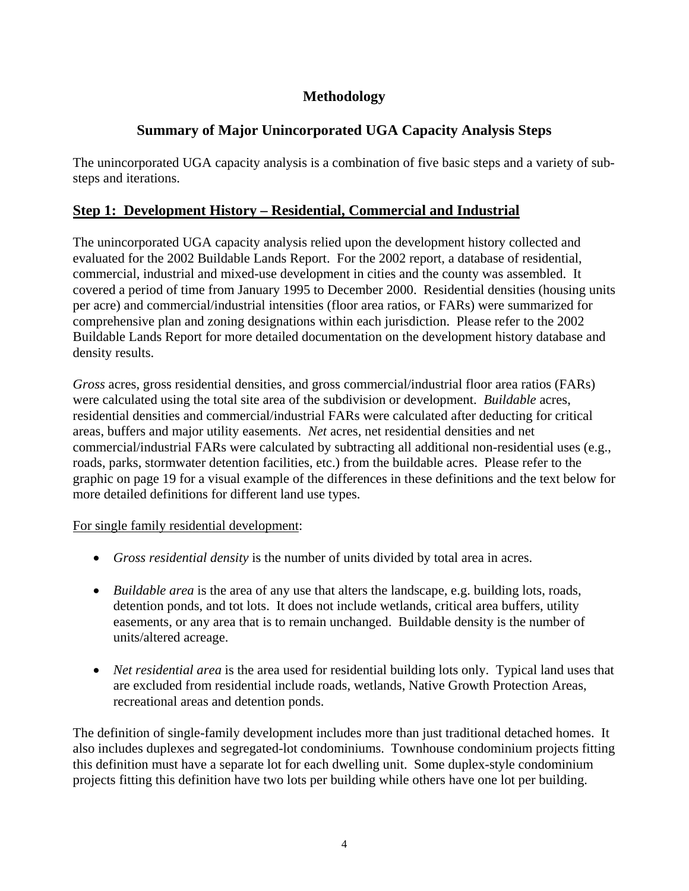# Methodology

## Summary of Major Unincorporated UGA Capacity Analysis Steps

The unincorporated UGA capacity analysis is a combination of five basic steps and a variety of sub-steps and iterations.

### Step 1: Development History – Residential, Commercial and Industrial

The unincorporated UGA capacity analysis relied upon the development history collected and evaluated for the 2002 Buildable Lands Report. For the 2002 report, a database of residential, commercial, industrial and mixed-use development in cities and the county was assembled. It covered a period of time from January 1995 to December 2000. Residential densities (housing units per acre) and commercial/industrial intensities (floor area ratios, or FARs) were summarized for comprehensive plan and zoning designations within each jurisdiction. Please refer to the 2002 Buildable Lands Report for more detailed documentation on the development history database and density results.

*Gross* acres, gross residential densities, and gross commercial/industrial floor area ratios (FARs) were calculated using the total site area of the subdivision or development. *Buildable* acres, residential densities and commercial/industrial FARs were calculated after deducting for critical areas, buffers and major utility easements. *Net* acres, net residential densities and net commercial/industrial FARs were calculated by subtracting all additional non-residential uses (e.g., roads, parks, stormwater detention facilities, etc.) from the buildable acres. Please refer to the graphic on page 19 for a visual example of the differences in these definitions and the text below for more detailed definitions for different land use types.

For single family residential development:

- *Gross residential density* is the number of units divided by total area in acres.
- *Buildable area* is the area of any use that alters the landscape, e.g. building lots, roads, detention ponds, and tot lots. It does not include wetlands, critical area buffers, utility easements, or any area that is to remain unchanged. Buildable density is the number of units/altered acreage.
- *Net residential area* is the area used for residential building lots only. Typical land uses that are excluded from residential include roads, wetlands, Native Growth Protection Areas, recreational areas and detention ponds.

The definition of single-family development includes more than just traditional detached homes. It also includes duplexes and segregated-lot condominiums. Townhouse condominium projects fitting this definition must have a separate lot for each dwelling unit. Some duplex-style condominium projects fitting this definition have two lots per building while others have one lot per building.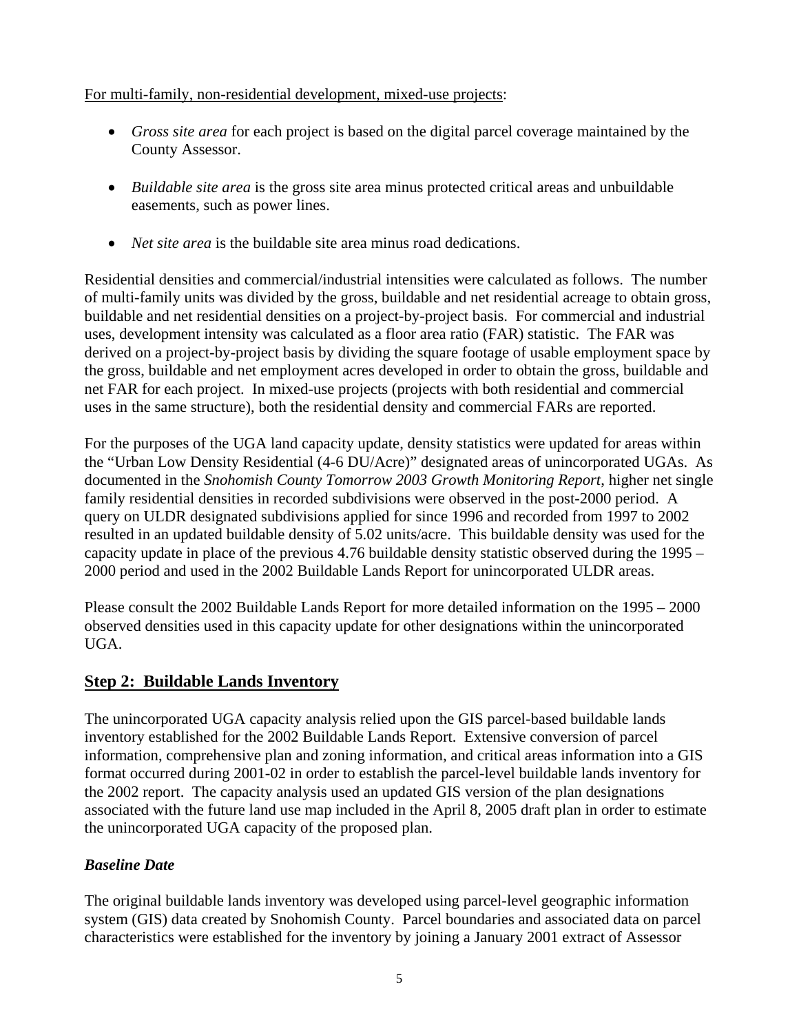For multi-family, non-residential development, mixed-use projects:

- *Gross site area* for each project is based on the digital parcel coverage maintained by the County Assessor.
- *Buildable site area* is the gross site area minus protected critical areas and unbuildable easements, such as power lines.
- *Net site area* is the buildable site area minus road dedications.

Residential densities and commercial/industrial intensities were calculated as follows. The number of multi-family units was divided by the gross, buildable and net residential acreage to obtain gross, buildable and net residential densities on a project-by-project basis. For commercial and industrial uses, development intensity was calculated as a floor area ratio (FAR) statistic. The FAR was derived on a project-by-project basis by dividing the square footage of usable employment space by the gross, buildable and net employment acres developed in order to obtain the gross, buildable and net FAR for each project. In mixed-use projects (projects with both residential and commercial uses in the same structure), both the residential density and commercial FARs are reported.

For the purposes of the UGA land capacity update, density statistics were updated for areas within the "Urban Low Density Residential (4-6 DU/Acre)" designated areas of unincorporated UGAs. As documented in the *Snohomish County Tomorrow 2003 Growth Monitoring Report*, higher net single family residential densities in recorded subdivisions were observed in the post-2000 period. A query on ULDR designated subdivisions applied for since 1996 and recorded from 1997 to 2002 resulted in an updated buildable density of 5.02 units/acre. This buildable density was used for the capacity update in place of the previous 4.76 buildable density statistic observed during the 1995 – 2000 period and used in the 2002 Buildable Lands Report for unincorporated ULDR areas.

Please consult the 2002 Buildable Lands Report for more detailed information on the 1995 – 2000 observed densities used in this capacity update for other designations within the unincorporated UGA.

## Step 2: Buildable Lands Inventory

The unincorporated UGA capacity analysis relied upon the GIS parcel-based buildable lands inventory established for the 2002 Buildable Lands Report. Extensive conversion of parcel information, comprehensive plan and zoning information, and critical areas information into a GIS format occurred during 2001-02 in order to establish the parcel-level buildable lands inventory for the 2002 report. The capacity analysis used an updated GIS version of the plan designations associated with the future land use map included in the April 8, 2005 draft plan in order to estimate the unincorporated UGA capacity of the proposed plan.

### *Baseline Date*

The original buildable lands inventory was developed using parcel-level geographic information system (GIS) data created by Snohomish County. Parcel boundaries and associated data on parcel characteristics were established for the inventory by joining a January 2001 extract of Assessor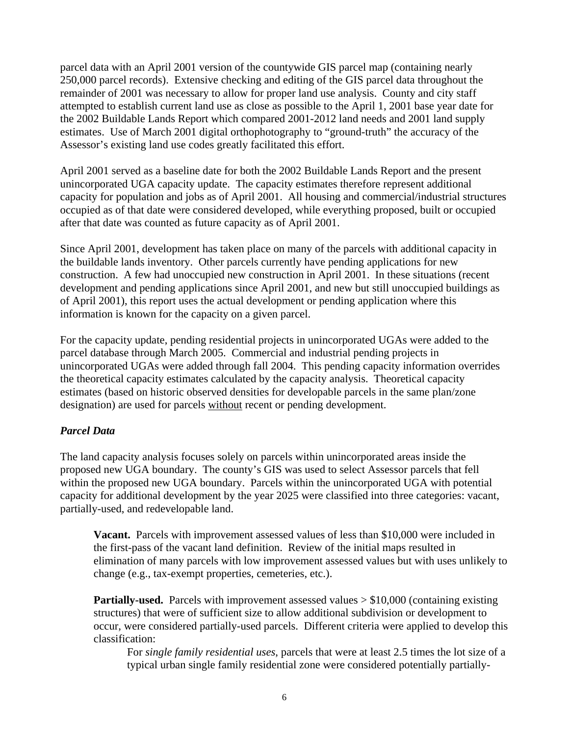parcel data with an April 2001 version of the countywide GIS parcel map (containing nearly 250,000 parcel records). Extensive checking and editing of the GIS parcel data throughout the remainder of 2001 was necessary to allow for proper land use analysis. County and city staff attempted to establish current land use as close as possible to the April 1, 2001 base year date for the 2002 Buildable Lands Report which compared 2001-2012 land needs and 2001 land supply estimates. Use of March 2001 digital orthophotography to "ground-truth" the accuracy of the Assessor's existing land use codes greatly facilitated this effort.

April 2001 served as a baseline date for both the 2002 Buildable Lands Report and the present unincorporated UGA capacity update. The capacity estimates therefore represent additional capacity for population and jobs as of April 2001. All housing and commercial/industrial structures occupied as of that date were considered developed, while everything proposed, built or occupied after that date was counted as future capacity as of April 2001.

Since April 2001, development has taken place on many of the parcels with additional capacity in the buildable lands inventory. Other parcels currently have pending applications for new construction. A few had unoccupied new construction in April 2001. In these situations (recent development and pending applications since April 2001, and new but still unoccupied buildings as of April 2001), this report uses the actual development or pending application where this information is known for the capacity on a given parcel.

For the capacity update, pending residential projects in unincorporated UGAs were added to the parcel database through March 2005. Commercial and industrial pending projects in unincorporated UGAs were added through fall 2004. This pending capacity information overrides the theoretical capacity estimates calculated by the capacity analysis. Theoretical capacity estimates (based on historic observed densities for developable parcels in the same plan/zone designation) are used for parcels without recent or pending development.

### *Parcel Data*

The land capacity analysis focuses solely on parcels within unincorporated areas inside the proposed new UGA boundary. The county's GIS was used to select Assessor parcels that fell within the proposed new UGA boundary. Parcels within the unincorporated UGA with potential capacity for additional development by the year 2025 were classified into three categories: vacant, partially-used, and redevelopable land.

**Vacant.** Parcels with improvement assessed values of less than $10,000 were included in the first-pass of the vacant land definition. Review of the initial maps resulted in elimination of many parcels with low improvement assessed values but with uses unlikely to change (e.g., tax-exempt properties, cemeteries, etc.).

**Partially-used.** Parcels with improvement assessed values > $10,000 (containing existing structures) that were of sufficient size to allow additional subdivision or development to occur, were considered partially-used parcels. Different criteria were applied to develop this classification:

For *single family residential uses*, parcels that were at least 2.5 times the lot size of a typical urban single family residential zone were considered potentially partially-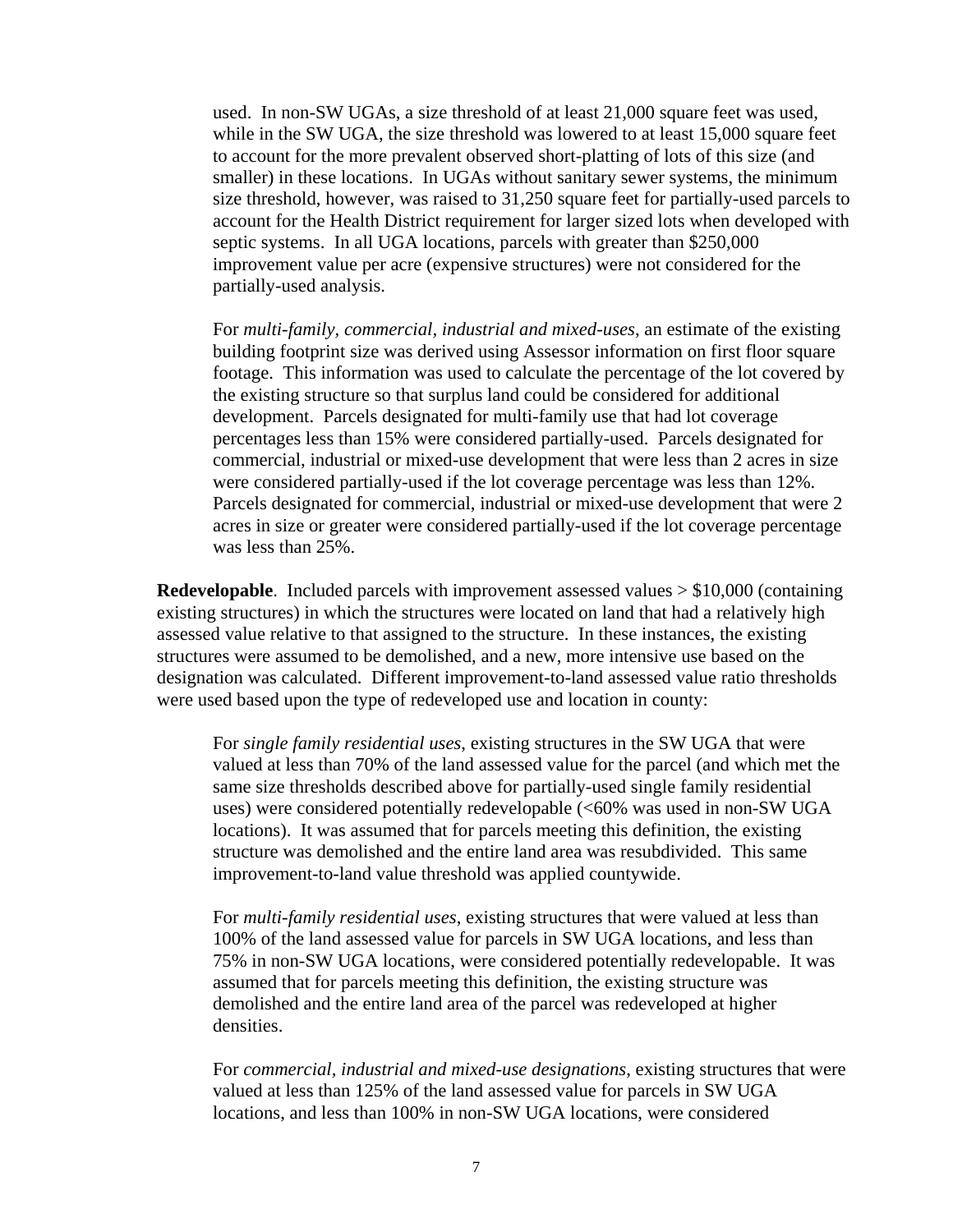used. In non-SW UGAs, a size threshold of at least 21,000 square feet was used, while in the SW UGA, the size threshold was lowered to at least 15,000 square feet to account for the more prevalent observed short-platting of lots of this size (and smaller) in these locations. In UGAs without sanitary sewer systems, the minimum size threshold, however, was raised to 31,250 square feet for partially-used parcels to account for the Health District requirement for larger sized lots when developed with septic systems. In all UGA locations, parcels with greater than $250,000 improvement value per acre (expensive structures) were not considered for the partially-used analysis.

For *multi-family, commercial, industrial and mixed-uses*, an estimate of the existing building footprint size was derived using Assessor information on first floor square footage. This information was used to calculate the percentage of the lot covered by the existing structure so that surplus land could be considered for additional development. Parcels designated for multi-family use that had lot coverage percentages less than 15% were considered partially-used. Parcels designated for commercial, industrial or mixed-use development that were less than 2 acres in size were considered partially-used if the lot coverage percentage was less than 12%. Parcels designated for commercial, industrial or mixed-use development that were 2 acres in size or greater were considered partially-used if the lot coverage percentage was less than 25%.

**Redevelopable**. Included parcels with improvement assessed values > $10,000 (containing existing structures) in which the structures were located on land that had a relatively high assessed value relative to that assigned to the structure. In these instances, the existing structures were assumed to be demolished, and a new, more intensive use based on the designation was calculated. Different improvement-to-land assessed value ratio thresholds were used based upon the type of redeveloped use and location in county:

For *single family residential uses*, existing structures in the SW UGA that were valued at less than 70% of the land assessed value for the parcel (and which met the same size thresholds described above for partially-used single family residential uses) were considered potentially redevelopable (<60% was used in non-SW UGA locations). It was assumed that for parcels meeting this definition, the existing structure was demolished and the entire land area was resubdivided. This same improvement-to-land value threshold was applied countywide.

For *multi-family residential uses*, existing structures that were valued at less than 100% of the land assessed value for parcels in SW UGA locations, and less than 75% in non-SW UGA locations, were considered potentially redevelopable. It was assumed that for parcels meeting this definition, the existing structure was demolished and the entire land area of the parcel was redeveloped at higher densities.

For *commercial, industrial and mixed-use designations*, existing structures that were valued at less than 125% of the land assessed value for parcels in SW UGA locations, and less than 100% in non-SW UGA locations, were considered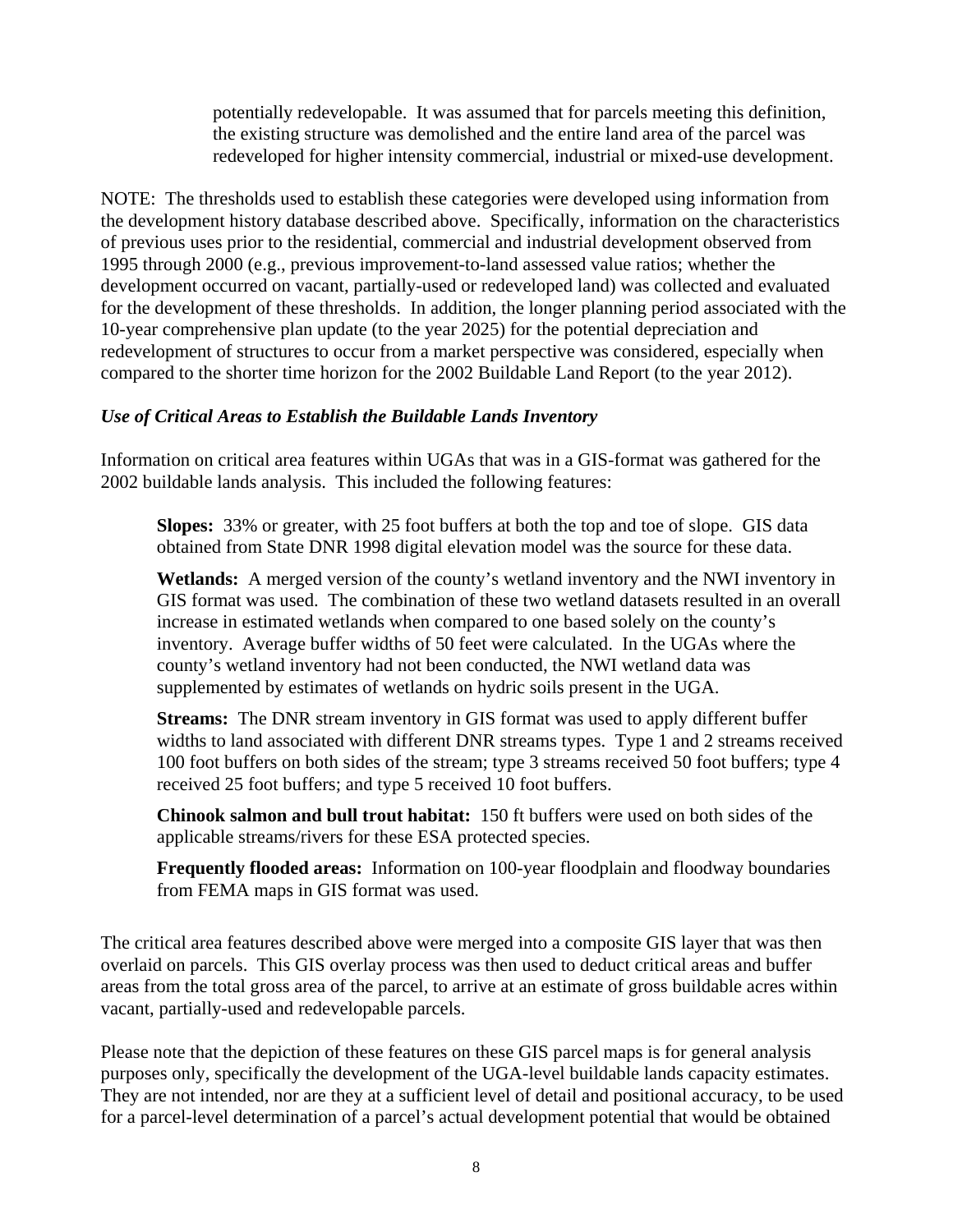potentially redevelopable. It was assumed that for parcels meeting this definition, the existing structure was demolished and the entire land area of the parcel was redeveloped for higher intensity commercial, industrial or mixed-use development.

NOTE: The thresholds used to establish these categories were developed using information from the development history database described above. Specifically, information on the characteristics of previous uses prior to the residential, commercial and industrial development observed from 1995 through 2000 (e.g., previous improvement-to-land assessed value ratios; whether the development occurred on vacant, partially-used or redeveloped land) was collected and evaluated for the development of these thresholds. In addition, the longer planning period associated with the 10-year comprehensive plan update (to the year 2025) for the potential depreciation and redevelopment of structures to occur from a market perspective was considered, especially when compared to the shorter time horizon for the 2002 Buildable Land Report (to the year 2012).

### *Use of Critical Areas to Establish the Buildable Lands Inventory*

Information on critical area features within UGAs that was in a GIS-format was gathered for the 2002 buildable lands analysis. This included the following features:

**Slopes:** 33% or greater, with 25 foot buffers at both the top and toe of slope. GIS data obtained from State DNR 1998 digital elevation model was the source for these data.

**Wetlands:** A merged version of the county's wetland inventory and the NWI inventory in GIS format was used. The combination of these two wetland datasets resulted in an overall increase in estimated wetlands when compared to one based solely on the county's inventory. Average buffer widths of 50 feet were calculated. In the UGAs where the county's wetland inventory had not been conducted, the NWI wetland data was supplemented by estimates of wetlands on hydric soils present in the UGA.

**Streams:** The DNR stream inventory in GIS format was used to apply different buffer widths to land associated with different DNR streams types. Type 1 and 2 streams received 100 foot buffers on both sides of the stream; type 3 streams received 50 foot buffers; type 4 received 25 foot buffers; and type 5 received 10 foot buffers.

**Chinook salmon and bull trout habitat:** 150 ft buffers were used on both sides of the applicable streams/rivers for these ESA protected species.

**Frequently flooded areas:** Information on 100-year floodplain and floodway boundaries from FEMA maps in GIS format was used.

The critical area features described above were merged into a composite GIS layer that was then overlaid on parcels. This GIS overlay process was then used to deduct critical areas and buffer areas from the total gross area of the parcel, to arrive at an estimate of gross buildable acres within vacant, partially-used and redevelopable parcels.

Please note that the depiction of these features on these GIS parcel maps is for general analysis purposes only, specifically the development of the UGA-level buildable lands capacity estimates. They are not intended, nor are they at a sufficient level of detail and positional accuracy, to be used for a parcel-level determination of a parcel's actual development potential that would be obtained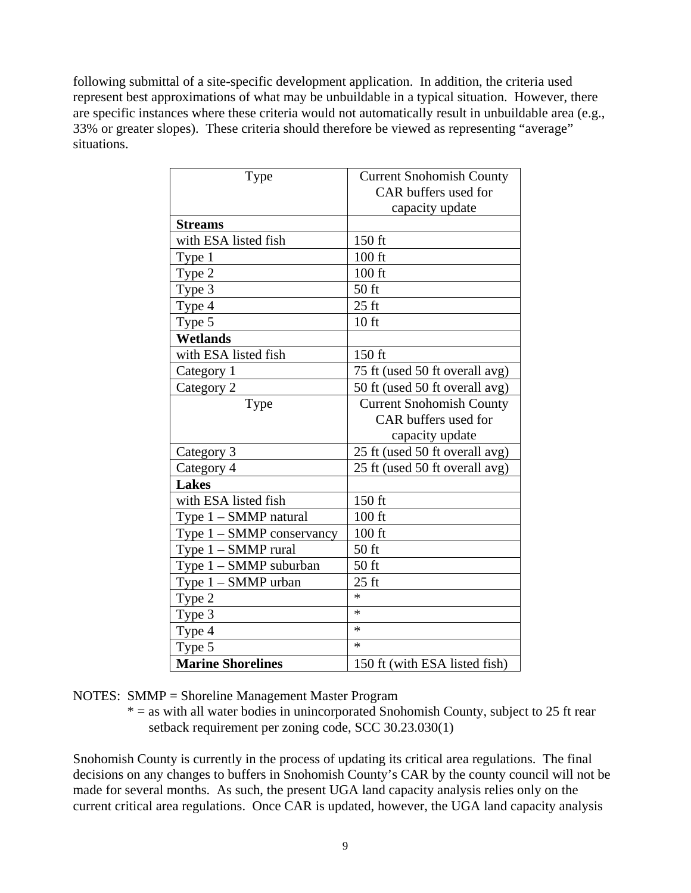following submittal of a site-specific development application. In addition, the criteria used represent best approximations of what may be unbuildable in a typical situation. However, there are specific instances where these criteria would not automatically result in unbuildable area (e.g., 33% or greater slopes). These criteria should therefore be viewed as representing "average" situations.

| Type | Current Snohomish County CAR buffers used for capacity update |
|---|---|
| **Streams** | |
| with ESA listed fish | 150 ft |
| Type 1 | 100 ft |
| Type 2 | 100 ft |
| Type 3 | 50 ft |
| Type 4 | 25 ft |
| Type 5 | 10 ft |
| **Wetlands** | |
| with ESA listed fish | 150 ft |
| Category 1 | 75 ft (used 50 ft overall avg) |
| Category 2 | 50 ft (used 50 ft overall avg) |
| Category 3 | 25 ft (used 50 ft overall avg) |
| Category 4 | 25 ft (used 50 ft overall avg) |
| **Lakes** | |
| with ESA listed fish | 150 ft |
| Type 1 – SMMP natural | 100 ft |
| Type 1 – SMMP conservancy | 100 ft |
| Type 1 – SMMP rural | 50 ft |
| Type 1 – SMMP suburban | 50 ft |
| Type 1 – SMMP urban | 25 ft |
| Type 2 | * |
| Type 3 | * |
| Type 4 | * |
| Type 5 | * |
| **Marine Shorelines** | 150 ft (with ESA listed fish) |

NOTES: SMMP = Shoreline Management Master Program
* = as with all water bodies in unincorporated Snohomish County, subject to 25 ft rear setback requirement per zoning code, SCC 30.23.030(1)

Snohomish County is currently in the process of updating its critical area regulations. The final decisions on any changes to buffers in Snohomish County's CAR by the county council will not be made for several months. As such, the present UGA land capacity analysis relies only on the current critical area regulations. Once CAR is updated, however, the UGA land capacity analysis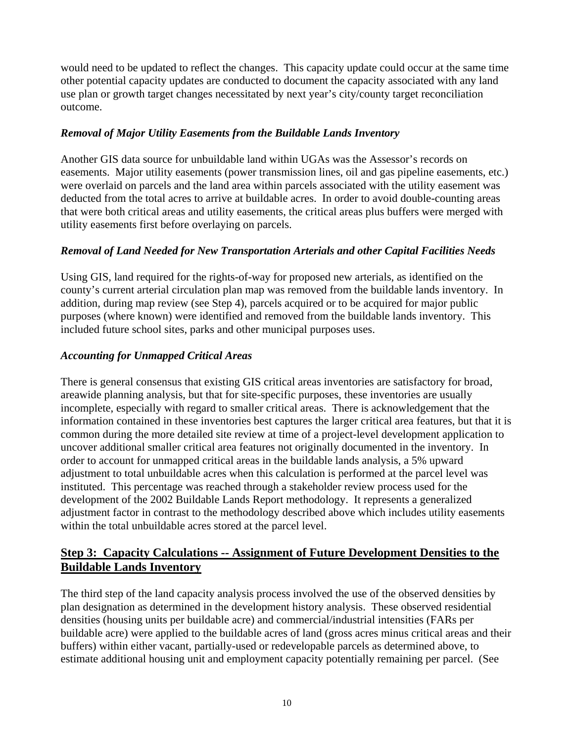would need to be updated to reflect the changes. This capacity update could occur at the same time other potential capacity updates are conducted to document the capacity associated with any land use plan or growth target changes necessitated by next year's city/county target reconciliation outcome.

### *Removal of Major Utility Easements from the Buildable Lands Inventory*

Another GIS data source for unbuildable land within UGAs was the Assessor's records on easements. Major utility easements (power transmission lines, oil and gas pipeline easements, etc.) were overlaid on parcels and the land area within parcels associated with the utility easement was deducted from the total acres to arrive at buildable acres. In order to avoid double-counting areas that were both critical areas and utility easements, the critical areas plus buffers were merged with utility easements first before overlaying on parcels.

### *Removal of Land Needed for New Transportation Arterials and other Capital Facilities Needs*

Using GIS, land required for the rights-of-way for proposed new arterials, as identified on the county's current arterial circulation plan map was removed from the buildable lands inventory. In addition, during map review (see Step 4), parcels acquired or to be acquired for major public purposes (where known) were identified and removed from the buildable lands inventory. This included future school sites, parks and other municipal purposes uses.

### *Accounting for Unmapped Critical Areas*

There is general consensus that existing GIS critical areas inventories are satisfactory for broad, areawide planning analysis, but that for site-specific purposes, these inventories are usually incomplete, especially with regard to smaller critical areas. There is acknowledgement that the information contained in these inventories best captures the larger critical area features, but that it is common during the more detailed site review at time of a project-level development application to uncover additional smaller critical area features not originally documented in the inventory. In order to account for unmapped critical areas in the buildable lands analysis, a 5% upward adjustment to total unbuildable acres when this calculation is performed at the parcel level was instituted. This percentage was reached through a stakeholder review process used for the development of the 2002 Buildable Lands Report methodology. It represents a generalized adjustment factor in contrast to the methodology described above which includes utility easements within the total unbuildable acres stored at the parcel level.

## **Step 3: Capacity Calculations -- Assignment of Future Development Densities to the Buildable Lands Inventory**

The third step of the land capacity analysis process involved the use of the observed densities by plan designation as determined in the development history analysis. These observed residential densities (housing units per buildable acre) and commercial/industrial intensities (FARs per buildable acre) were applied to the buildable acres of land (gross acres minus critical areas and their buffers) within either vacant, partially-used or redevelopable parcels as determined above, to estimate additional housing unit and employment capacity potentially remaining per parcel. (See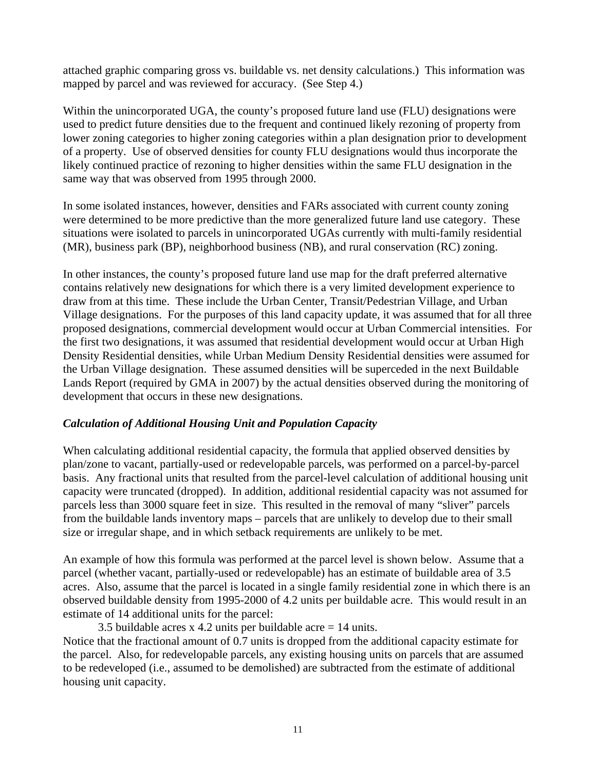attached graphic comparing gross vs. buildable vs. net density calculations.) This information was mapped by parcel and was reviewed for accuracy. (See Step 4.)

Within the unincorporated UGA, the county's proposed future land use (FLU) designations were used to predict future densities due to the frequent and continued likely rezoning of property from lower zoning categories to higher zoning categories within a plan designation prior to development of a property. Use of observed densities for county FLU designations would thus incorporate the likely continued practice of rezoning to higher densities within the same FLU designation in the same way that was observed from 1995 through 2000.

In some isolated instances, however, densities and FARs associated with current county zoning were determined to be more predictive than the more generalized future land use category. These situations were isolated to parcels in unincorporated UGAs currently with multi-family residential (MR), business park (BP), neighborhood business (NB), and rural conservation (RC) zoning.

In other instances, the county's proposed future land use map for the draft preferred alternative contains relatively new designations for which there is a very limited development experience to draw from at this time. These include the Urban Center, Transit/Pedestrian Village, and Urban Village designations. For the purposes of this land capacity update, it was assumed that for all three proposed designations, commercial development would occur at Urban Commercial intensities. For the first two designations, it was assumed that residential development would occur at Urban High Density Residential densities, while Urban Medium Density Residential densities were assumed for the Urban Village designation. These assumed densities will be superceded in the next Buildable Lands Report (required by GMA in 2007) by the actual densities observed during the monitoring of development that occurs in these new designations.

### *Calculation of Additional Housing Unit and Population Capacity*

When calculating additional residential capacity, the formula that applied observed densities by plan/zone to vacant, partially-used or redevelopable parcels, was performed on a parcel-by-parcel basis. Any fractional units that resulted from the parcel-level calculation of additional housing unit capacity were truncated (dropped). In addition, additional residential capacity was not assumed for parcels less than 3000 square feet in size. This resulted in the removal of many "sliver" parcels from the buildable lands inventory maps – parcels that are unlikely to develop due to their small size or irregular shape, and in which setback requirements are unlikely to be met.

An example of how this formula was performed at the parcel level is shown below. Assume that a parcel (whether vacant, partially-used or redevelopable) has an estimate of buildable area of 3.5 acres. Also, assume that the parcel is located in a single family residential zone in which there is an observed buildable density from 1995-2000 of 4.2 units per buildable acre. This would result in an estimate of 14 additional units for the parcel:

3.5 buildable acres x 4.2 units per buildable acre = 14 units.

Notice that the fractional amount of 0.7 units is dropped from the additional capacity estimate for the parcel. Also, for redevelopable parcels, any existing housing units on parcels that are assumed to be redeveloped (i.e., assumed to be demolished) are subtracted from the estimate of additional housing unit capacity.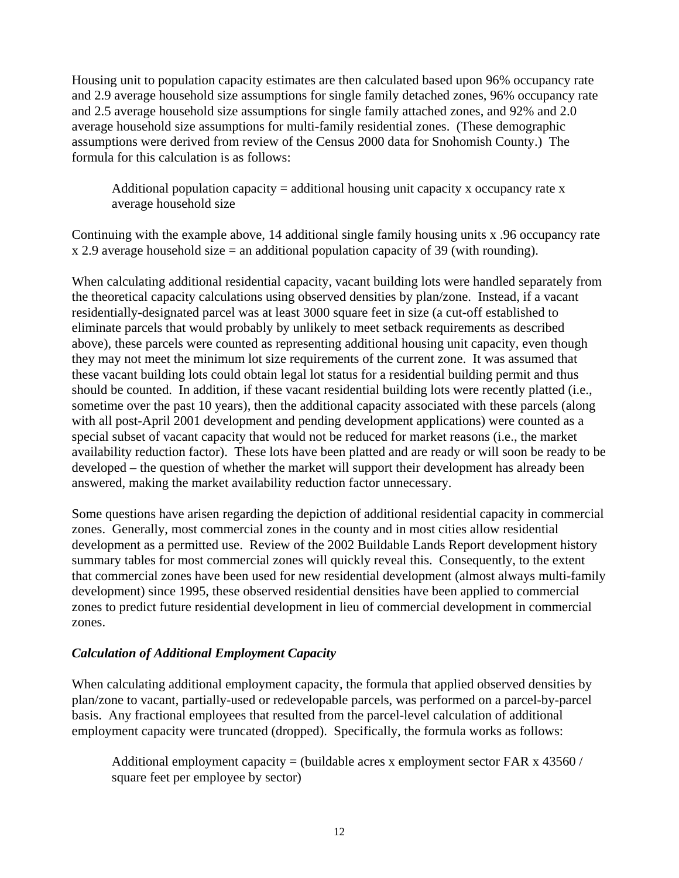Housing unit to population capacity estimates are then calculated based upon 96% occupancy rate and 2.9 average household size assumptions for single family detached zones, 96% occupancy rate and 2.5 average household size assumptions for single family attached zones, and 92% and 2.0 average household size assumptions for multi-family residential zones. (These demographic assumptions were derived from review of the Census 2000 data for Snohomish County.) The formula for this calculation is as follows:

> Additional population capacity = additional housing unit capacity x occupancy rate x average household size

Continuing with the example above, 14 additional single family housing units x .96 occupancy rate x 2.9 average household size = an additional population capacity of 39 (with rounding).

When calculating additional residential capacity, vacant building lots were handled separately from the theoretical capacity calculations using observed densities by plan/zone. Instead, if a vacant residentially-designated parcel was at least 3000 square feet in size (a cut-off established to eliminate parcels that would probably by unlikely to meet setback requirements as described above), these parcels were counted as representing additional housing unit capacity, even though they may not meet the minimum lot size requirements of the current zone. It was assumed that these vacant building lots could obtain legal lot status for a residential building permit and thus should be counted. In addition, if these vacant residential building lots were recently platted (i.e., sometime over the past 10 years), then the additional capacity associated with these parcels (along with all post-April 2001 development and pending development applications) were counted as a special subset of vacant capacity that would not be reduced for market reasons (i.e., the market availability reduction factor). These lots have been platted and are ready or will soon be ready to be developed – the question of whether the market will support their development has already been answered, making the market availability reduction factor unnecessary.

Some questions have arisen regarding the depiction of additional residential capacity in commercial zones. Generally, most commercial zones in the county and in most cities allow residential development as a permitted use. Review of the 2002 Buildable Lands Report development history summary tables for most commercial zones will quickly reveal this. Consequently, to the extent that commercial zones have been used for new residential development (almost always multi-family development) since 1995, these observed residential densities have been applied to commercial zones to predict future residential development in lieu of commercial development in commercial zones.

### *Calculation of Additional Employment Capacity*

When calculating additional employment capacity, the formula that applied observed densities by plan/zone to vacant, partially-used or redevelopable parcels, was performed on a parcel-by-parcel basis. Any fractional employees that resulted from the parcel-level calculation of additional employment capacity were truncated (dropped). Specifically, the formula works as follows:

> Additional employment capacity = (buildable acres x employment sector FAR x 43560 / square feet per employee by sector)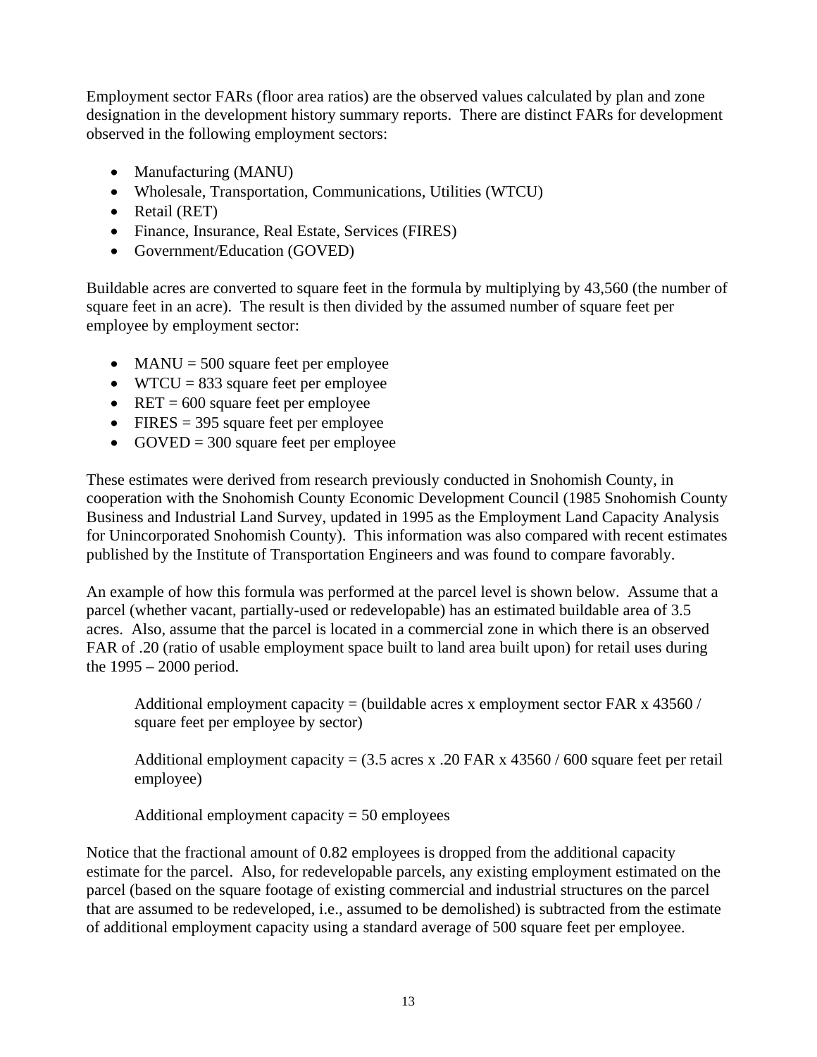Employment sector FARs (floor area ratios) are the observed values calculated by plan and zone designation in the development history summary reports. There are distinct FARs for development observed in the following employment sectors:

- Manufacturing (MANU)
- Wholesale, Transportation, Communications, Utilities (WTCU)
- Retail (RET)
- Finance, Insurance, Real Estate, Services (FIRES)
- Government/Education (GOVED)

Buildable acres are converted to square feet in the formula by multiplying by 43,560 (the number of square feet in an acre). The result is then divided by the assumed number of square feet per employee by employment sector:

- MANU = 500 square feet per employee
- WTCU = 833 square feet per employee
- RET = 600 square feet per employee
- FIRES = 395 square feet per employee
- GOVED = 300 square feet per employee

These estimates were derived from research previously conducted in Snohomish County, in cooperation with the Snohomish County Economic Development Council (1985 Snohomish County Business and Industrial Land Survey, updated in 1995 as the Employment Land Capacity Analysis for Unincorporated Snohomish County). This information was also compared with recent estimates published by the Institute of Transportation Engineers and was found to compare favorably.

An example of how this formula was performed at the parcel level is shown below. Assume that a parcel (whether vacant, partially-used or redevelopable) has an estimated buildable area of 3.5 acres. Also, assume that the parcel is located in a commercial zone in which there is an observed FAR of .20 (ratio of usable employment space built to land area built upon) for retail uses during the 1995 – 2000 period.

> Additional employment capacity = (buildable acres x employment sector FAR x 43560 / square feet per employee by sector)
>
> Additional employment capacity = (3.5 acres x .20 FAR x 43560 / 600 square feet per retail employee)
>
> Additional employment capacity = 50 employees

Notice that the fractional amount of 0.82 employees is dropped from the additional capacity estimate for the parcel. Also, for redevelopable parcels, any existing employment estimated on the parcel (based on the square footage of existing commercial and industrial structures on the parcel that are assumed to be redeveloped, i.e., assumed to be demolished) is subtracted from the estimate of additional employment capacity using a standard average of 500 square feet per employee.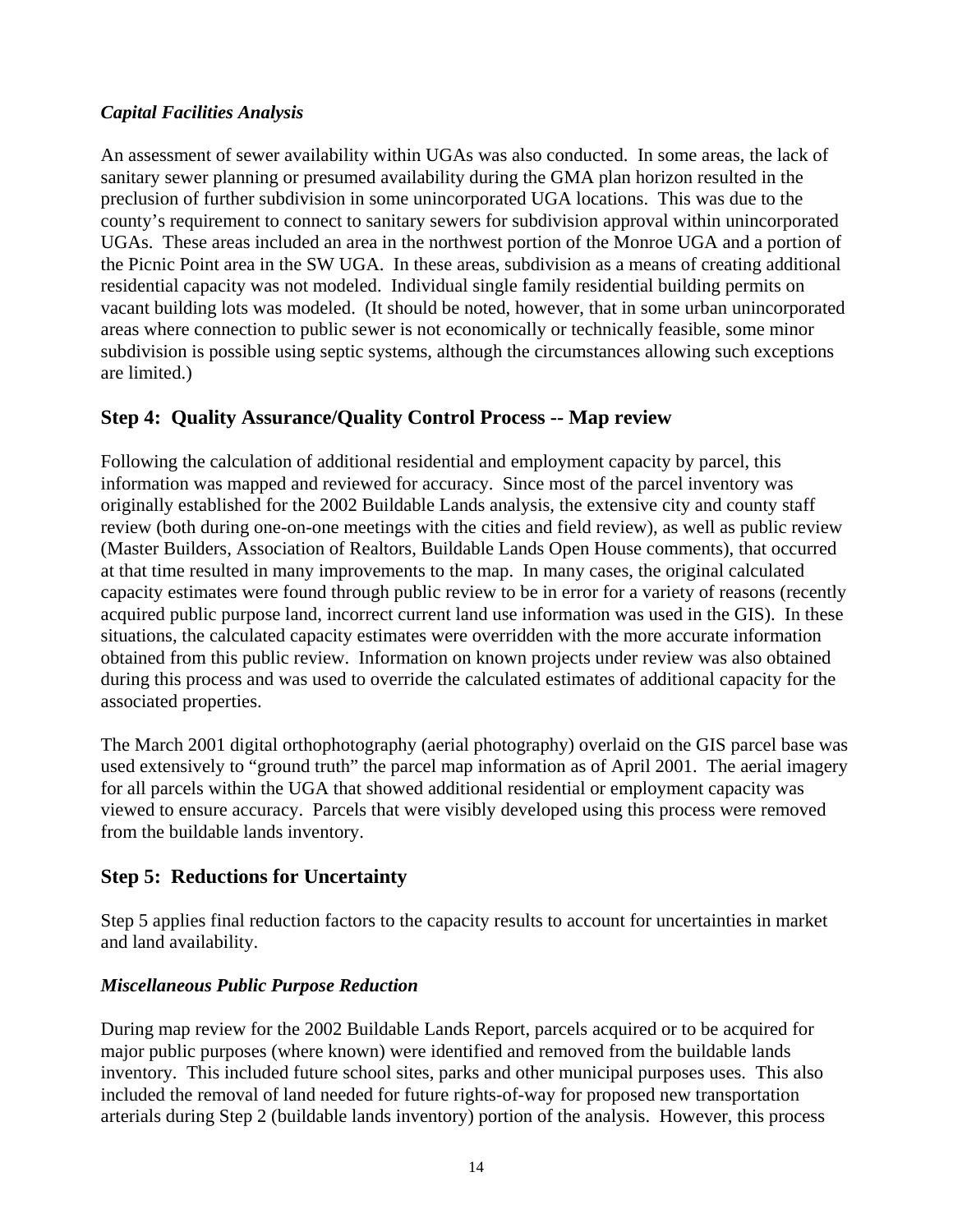### *Capital Facilities Analysis*

An assessment of sewer availability within UGAs was also conducted. In some areas, the lack of sanitary sewer planning or presumed availability during the GMA plan horizon resulted in the preclusion of further subdivision in some unincorporated UGA locations. This was due to the county's requirement to connect to sanitary sewers for subdivision approval within unincorporated UGAs. These areas included an area in the northwest portion of the Monroe UGA and a portion of the Picnic Point area in the SW UGA. In these areas, subdivision as a means of creating additional residential capacity was not modeled. Individual single family residential building permits on vacant building lots was modeled. (It should be noted, however, that in some urban unincorporated areas where connection to public sewer is not economically or technically feasible, some minor subdivision is possible using septic systems, although the circumstances allowing such exceptions are limited.)

## Step 4: Quality Assurance/Quality Control Process -- Map review

Following the calculation of additional residential and employment capacity by parcel, this information was mapped and reviewed for accuracy. Since most of the parcel inventory was originally established for the 2002 Buildable Lands analysis, the extensive city and county staff review (both during one-on-one meetings with the cities and field review), as well as public review (Master Builders, Association of Realtors, Buildable Lands Open House comments), that occurred at that time resulted in many improvements to the map. In many cases, the original calculated capacity estimates were found through public review to be in error for a variety of reasons (recently acquired public purpose land, incorrect current land use information was used in the GIS). In these situations, the calculated capacity estimates were overridden with the more accurate information obtained from this public review. Information on known projects under review was also obtained during this process and was used to override the calculated estimates of additional capacity for the associated properties.

The March 2001 digital orthophotography (aerial photography) overlaid on the GIS parcel base was used extensively to "ground truth" the parcel map information as of April 2001. The aerial imagery for all parcels within the UGA that showed additional residential or employment capacity was viewed to ensure accuracy. Parcels that were visibly developed using this process were removed from the buildable lands inventory.

## Step 5: Reductions for Uncertainty

Step 5 applies final reduction factors to the capacity results to account for uncertainties in market and land availability.

### *Miscellaneous Public Purpose Reduction*

During map review for the 2002 Buildable Lands Report, parcels acquired or to be acquired for major public purposes (where known) were identified and removed from the buildable lands inventory. This included future school sites, parks and other municipal purposes uses. This also included the removal of land needed for future rights-of-way for proposed new transportation arterials during Step 2 (buildable lands inventory) portion of the analysis. However, this process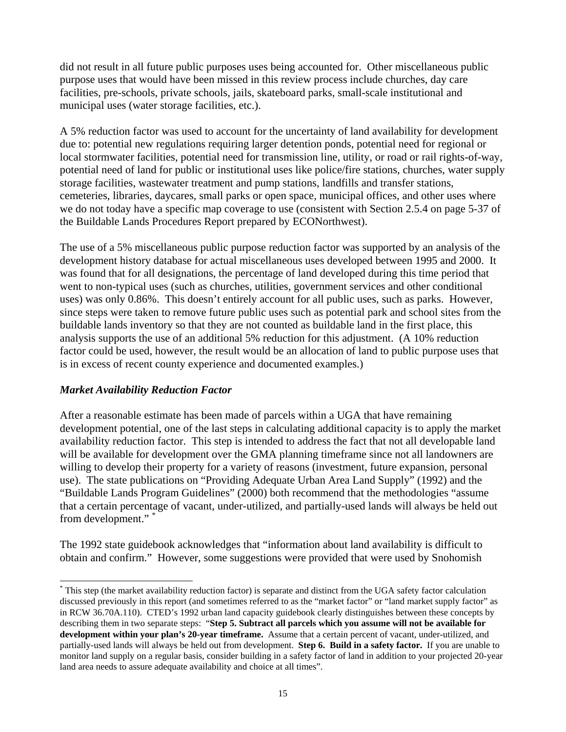did not result in all future public purposes uses being accounted for. Other miscellaneous public purpose uses that would have been missed in this review process include churches, day care facilities, pre-schools, private schools, jails, skateboard parks, small-scale institutional and municipal uses (water storage facilities, etc.).

A 5% reduction factor was used to account for the uncertainty of land availability for development due to: potential new regulations requiring larger detention ponds, potential need for regional or local stormwater facilities, potential need for transmission line, utility, or road or rail rights-of-way, potential need of land for public or institutional uses like police/fire stations, churches, water supply storage facilities, wastewater treatment and pump stations, landfills and transfer stations, cemeteries, libraries, daycares, small parks or open space, municipal offices, and other uses where we do not today have a specific map coverage to use (consistent with Section 2.5.4 on page 5-37 of the Buildable Lands Procedures Report prepared by ECONorthwest).

The use of a 5% miscellaneous public purpose reduction factor was supported by an analysis of the development history database for actual miscellaneous uses developed between 1995 and 2000. It was found that for all designations, the percentage of land developed during this time period that went to non-typical uses (such as churches, utilities, government services and other conditional uses) was only 0.86%. This doesn't entirely account for all public uses, such as parks. However, since steps were taken to remove future public uses such as potential park and school sites from the buildable lands inventory so that they are not counted as buildable land in the first place, this analysis supports the use of an additional 5% reduction for this adjustment. (A 10% reduction factor could be used, however, the result would be an allocation of land to public purpose uses that is in excess of recent county experience and documented examples.)

### *Market Availability Reduction Factor*

After a reasonable estimate has been made of parcels within a UGA that have remaining development potential, one of the last steps in calculating additional capacity is to apply the market availability reduction factor. This step is intended to address the fact that not all developable land will be available for development over the GMA planning timeframe since not all landowners are willing to develop their property for a variety of reasons (investment, future expansion, personal use). The state publications on "Providing Adequate Urban Area Land Supply" (1992) and the "Buildable Lands Program Guidelines" (2000) both recommend that the methodologies "assume that a certain percentage of vacant, under-utilized, and partially-used lands will always be held out from development." [*]

The 1992 state guidebook acknowledges that "information about land availability is difficult to obtain and confirm." However, some suggestions were provided that were used by Snohomish

---

[*] This step (the market availability reduction factor) is separate and distinct from the UGA safety factor calculation discussed previously in this report (and sometimes referred to as the "market factor" or "land market supply factor" as in RCW 36.70A.110). CTED's 1992 urban land capacity guidebook clearly distinguishes between these concepts by describing them in two separate steps: "**Step 5. Subtract all parcels which you assume will not be available for development within your plan's 20-year timeframe.** Assume that a certain percent of vacant, under-utilized, and partially-used lands will always be held out from development. **Step 6. Build in a safety factor.** If you are unable to monitor land supply on a regular basis, consider building in a safety factor of land in addition to your projected 20-year land area needs to assure adequate availability and choice at all times".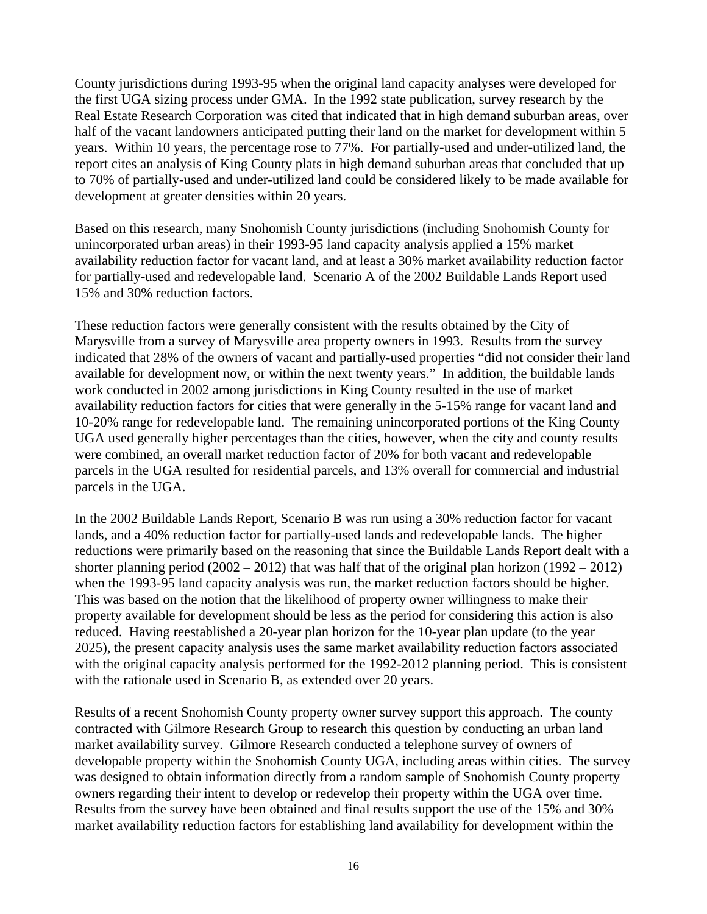County jurisdictions during 1993-95 when the original land capacity analyses were developed for the first UGA sizing process under GMA. In the 1992 state publication, survey research by the Real Estate Research Corporation was cited that indicated that in high demand suburban areas, over half of the vacant landowners anticipated putting their land on the market for development within 5 years. Within 10 years, the percentage rose to 77%. For partially-used and under-utilized land, the report cites an analysis of King County plats in high demand suburban areas that concluded that up to 70% of partially-used and under-utilized land could be considered likely to be made available for development at greater densities within 20 years.

Based on this research, many Snohomish County jurisdictions (including Snohomish County for unincorporated urban areas) in their 1993-95 land capacity analysis applied a 15% market availability reduction factor for vacant land, and at least a 30% market availability reduction factor for partially-used and redevelopable land. Scenario A of the 2002 Buildable Lands Report used 15% and 30% reduction factors.

These reduction factors were generally consistent with the results obtained by the City of Marysville from a survey of Marysville area property owners in 1993. Results from the survey indicated that 28% of the owners of vacant and partially-used properties "did not consider their land available for development now, or within the next twenty years." In addition, the buildable lands work conducted in 2002 among jurisdictions in King County resulted in the use of market availability reduction factors for cities that were generally in the 5-15% range for vacant land and 10-20% range for redevelopable land. The remaining unincorporated portions of the King County UGA used generally higher percentages than the cities, however, when the city and county results were combined, an overall market reduction factor of 20% for both vacant and redevelopable parcels in the UGA resulted for residential parcels, and 13% overall for commercial and industrial parcels in the UGA.

In the 2002 Buildable Lands Report, Scenario B was run using a 30% reduction factor for vacant lands, and a 40% reduction factor for partially-used lands and redevelopable lands. The higher reductions were primarily based on the reasoning that since the Buildable Lands Report dealt with a shorter planning period (2002 – 2012) that was half that of the original plan horizon (1992 – 2012) when the 1993-95 land capacity analysis was run, the market reduction factors should be higher. This was based on the notion that the likelihood of property owner willingness to make their property available for development should be less as the period for considering this action is also reduced. Having reestablished a 20-year plan horizon for the 10-year plan update (to the year 2025), the present capacity analysis uses the same market availability reduction factors associated with the original capacity analysis performed for the 1992-2012 planning period. This is consistent with the rationale used in Scenario B, as extended over 20 years.

Results of a recent Snohomish County property owner survey support this approach. The county contracted with Gilmore Research Group to research this question by conducting an urban land market availability survey. Gilmore Research conducted a telephone survey of owners of developable property within the Snohomish County UGA, including areas within cities. The survey was designed to obtain information directly from a random sample of Snohomish County property owners regarding their intent to develop or redevelop their property within the UGA over time. Results from the survey have been obtained and final results support the use of the 15% and 30% market availability reduction factors for establishing land availability for development within the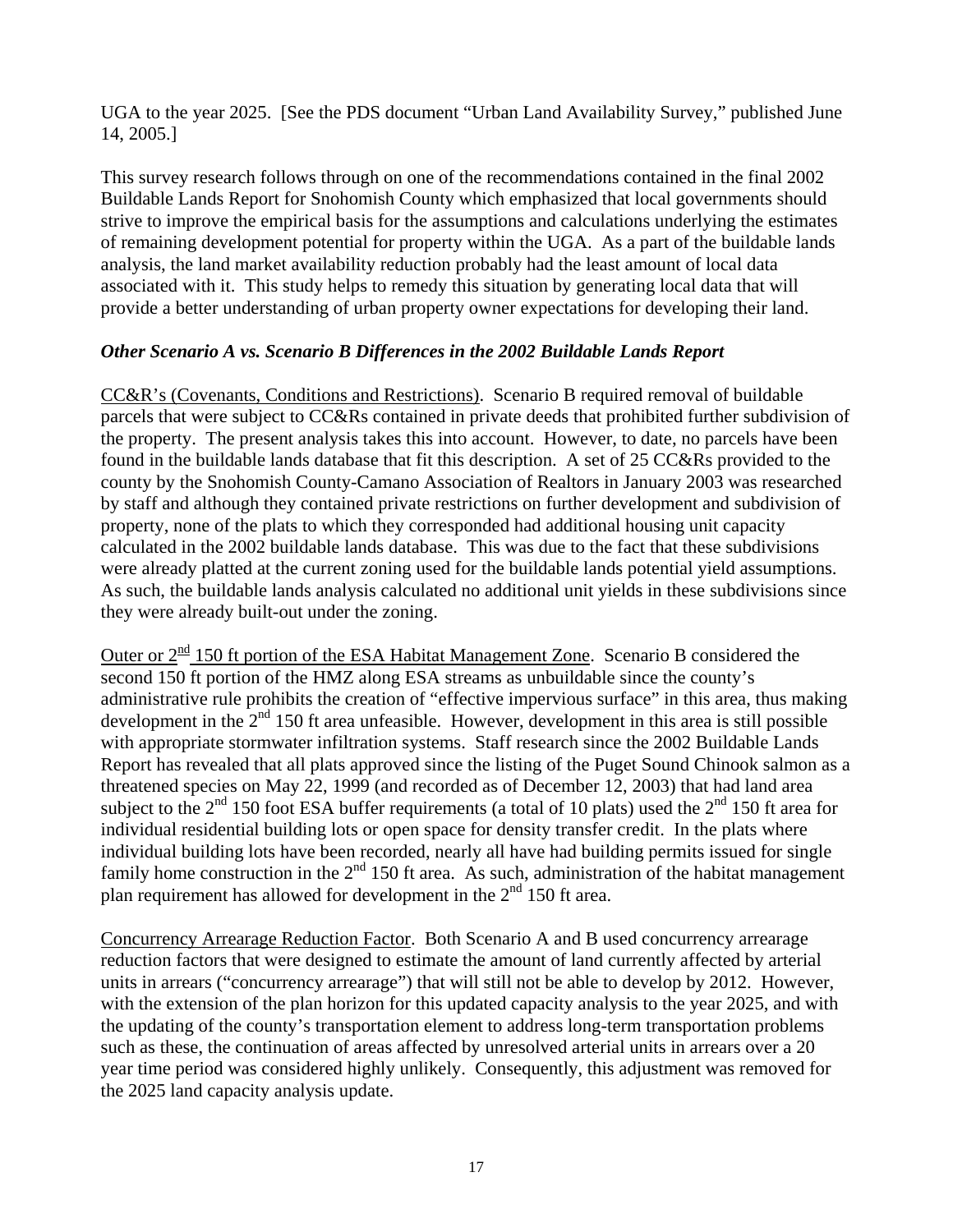UGA to the year 2025. [See the PDS document "Urban Land Availability Survey," published June 14, 2005.]

This survey research follows through on one of the recommendations contained in the final 2002 Buildable Lands Report for Snohomish County which emphasized that local governments should strive to improve the empirical basis for the assumptions and calculations underlying the estimates of remaining development potential for property within the UGA. As a part of the buildable lands analysis, the land market availability reduction probably had the least amount of local data associated with it. This study helps to remedy this situation by generating local data that will provide a better understanding of urban property owner expectations for developing their land.

### *Other Scenario A vs. Scenario B Differences in the 2002 Buildable Lands Report*

<u>CC&R's (Covenants, Conditions and Restrictions)</u>. Scenario B required removal of buildable parcels that were subject to CC&Rs contained in private deeds that prohibited further subdivision of the property. The present analysis takes this into account. However, to date, no parcels have been found in the buildable lands database that fit this description. A set of 25 CC&Rs provided to the county by the Snohomish County-Camano Association of Realtors in January 2003 was researched by staff and although they contained private restrictions on further development and subdivision of property, none of the plats to which they corresponded had additional housing unit capacity calculated in the 2002 buildable lands database. This was due to the fact that these subdivisions were already platted at the current zoning used for the buildable lands potential yield assumptions. As such, the buildable lands analysis calculated no additional unit yields in these subdivisions since they were already built-out under the zoning.

<u>Outer or 2nd 150 ft portion of the ESA Habitat Management Zone</u>. Scenario B considered the second 150 ft portion of the HMZ along ESA streams as unbuildable since the county's administrative rule prohibits the creation of "effective impervious surface" in this area, thus making development in the 2nd 150 ft area unfeasible. However, development in this area is still possible with appropriate stormwater infiltration systems. Staff research since the 2002 Buildable Lands Report has revealed that all plats approved since the listing of the Puget Sound Chinook salmon as a threatened species on May 22, 1999 (and recorded as of December 12, 2003) that had land area subject to the 2nd 150 foot ESA buffer requirements (a total of 10 plats) used the 2nd 150 ft area for individual residential building lots or open space for density transfer credit. In the plats where individual building lots have been recorded, nearly all have had building permits issued for single family home construction in the 2nd 150 ft area. As such, administration of the habitat management plan requirement has allowed for development in the 2nd 150 ft area.

<u>Concurrency Arrearage Reduction Factor</u>. Both Scenario A and B used concurrency arrearage reduction factors that were designed to estimate the amount of land currently affected by arterial units in arrears ("concurrency arrearage") that will still not be able to develop by 2012. However, with the extension of the plan horizon for this updated capacity analysis to the year 2025, and with the updating of the county's transportation element to address long-term transportation problems such as these, the continuation of areas affected by unresolved arterial units in arrears over a 20 year time period was considered highly unlikely. Consequently, this adjustment was removed for the 2025 land capacity analysis update.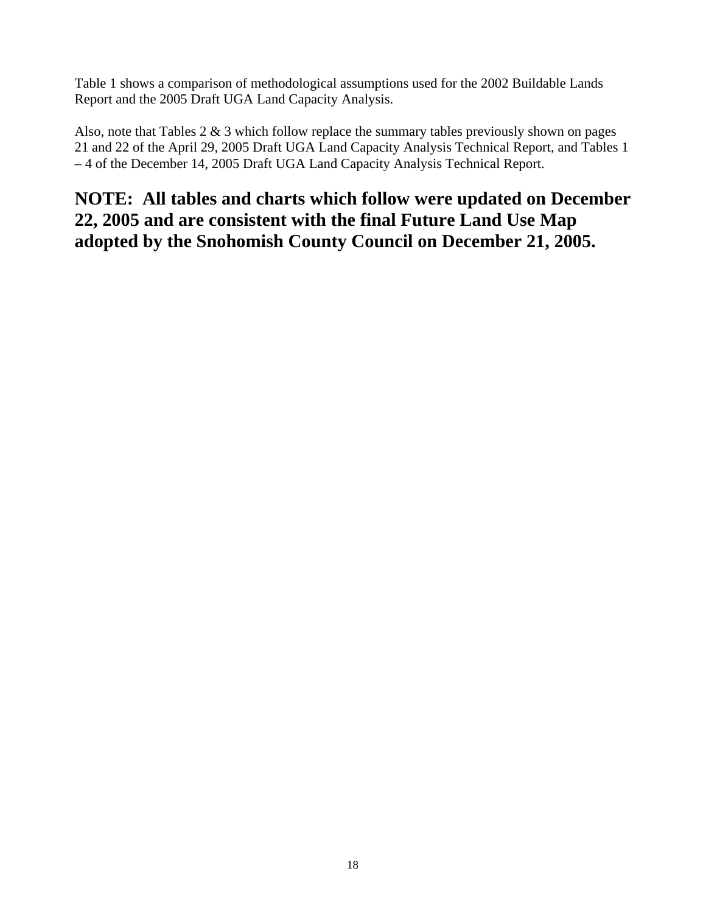Table 1 shows a comparison of methodological assumptions used for the 2002 Buildable Lands Report and the 2005 Draft UGA Land Capacity Analysis.

Also, note that Tables 2 & 3 which follow replace the summary tables previously shown on pages 21 and 22 of the April 29, 2005 Draft UGA Land Capacity Analysis Technical Report, and Tables 1 – 4 of the December 14, 2005 Draft UGA Land Capacity Analysis Technical Report.

## NOTE: All tables and charts which follow were updated on December 22, 2005 and are consistent with the final Future Land Use Map adopted by the Snohomish County Council on December 21, 2005.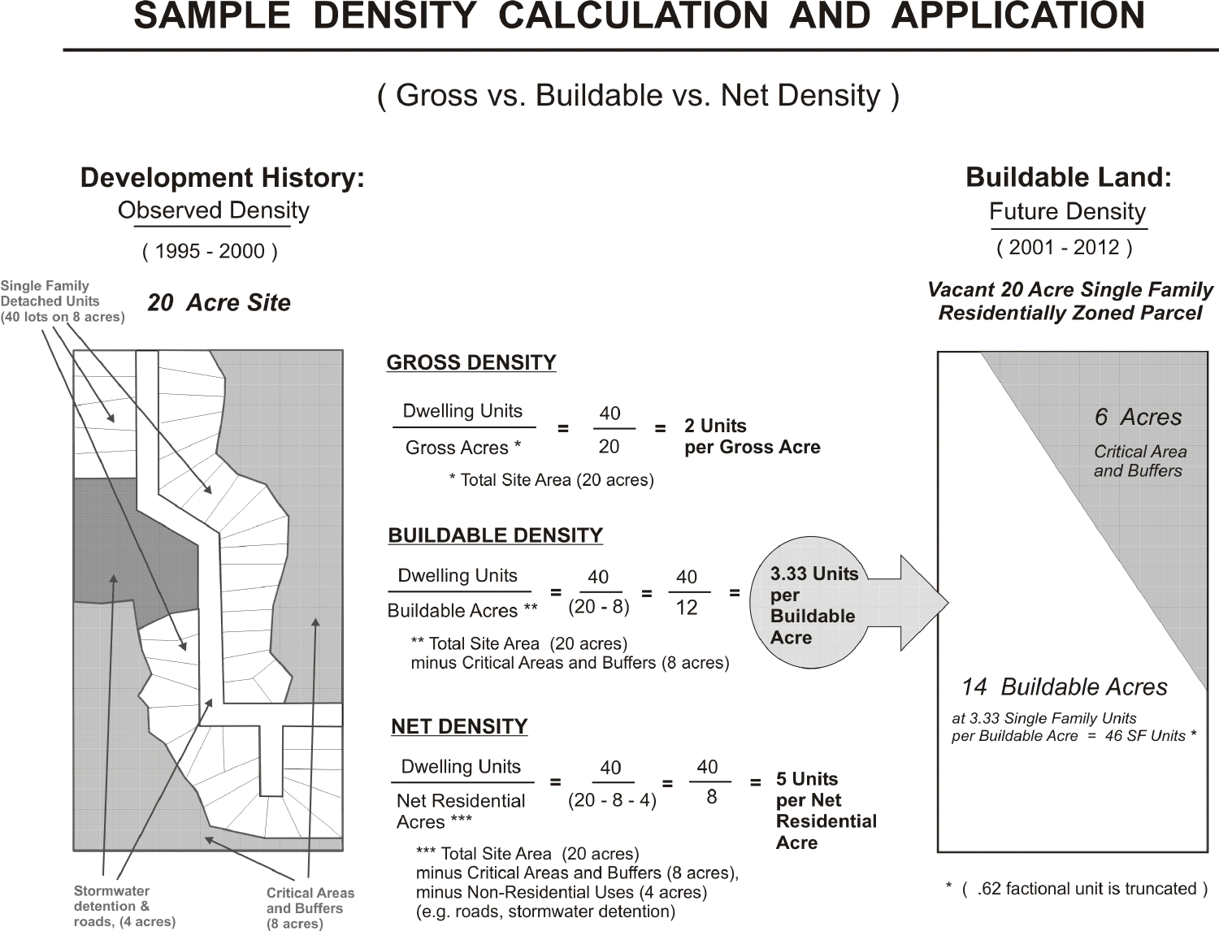# SAMPLE DENSITY CALCULATION AND APPLICATION

( Gross vs. Buildable vs. Net Density )

## Development History:

Observed Density

( 1995 - 2000 )

***20 Acre Site***

Single Family Detached Units (40 lots on 8 acres)

Stormwater detention & roads, (4 acres)

Critical Areas and Buffers (8 acres)

### GROSS DENSITY

$$\frac{\text{Dwelling Units}}{\text{Gross Acres *}} = \frac{40}{20} = \textbf{2 Units per Gross Acre}$$

\* Total Site Area (20 acres)

### BUILDABLE DENSITY

$$\frac{\text{Dwelling Units}}{\text{Buildable Acres **}} = \frac{40}{(20 - 8)} = \frac{40}{12} = \textbf{3.33 Units per Buildable Acre}$$

\*\* Total Site Area (20 acres) minus Critical Areas and Buffers (8 acres)

### NET DENSITY

$$\frac{\text{Dwelling Units}}{\text{Net Residential Acres ***}} = \frac{40}{(20 - 8 - 4)} = \frac{40}{8} = \textbf{5 Units per Net Residential Acre}$$

\*\*\* Total Site Area (20 acres) minus Critical Areas and Buffers (8 acres), minus Non-Residential Uses (4 acres) (e.g. roads, stormwater detention)

## Buildable Land:

Future Density

( 2001 - 2012 )

***Vacant 20 Acre Single Family Residentially Zoned Parcel***

*6 Acres*

*Critical Area and Buffers*

*14 Buildable Acres*

*at 3.33 Single Family Units per Buildable Acre = 46 SF Units \**

\* ( .62 factional unit is truncated )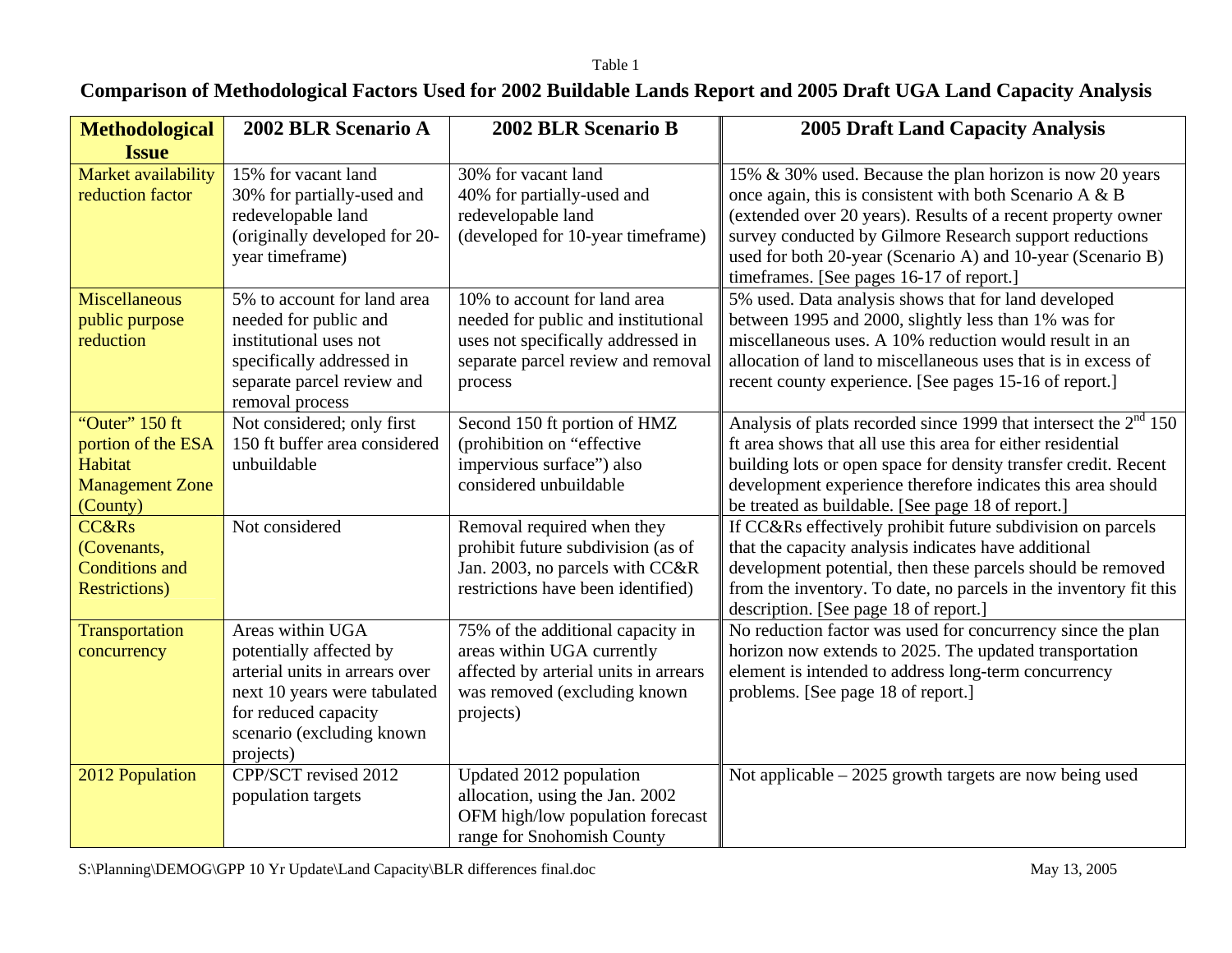Table 1

## Comparison of Methodological Factors Used for 2002 Buildable Lands Report and 2005 Draft UGA Land Capacity Analysis

| Methodological Issue | 2002 BLR Scenario A | 2002 BLR Scenario B | 2005 Draft Land Capacity Analysis |
|---|---|---|---|
| Market availability reduction factor | 15% for vacant land<br>30% for partially-used and redevelopable land<br>(originally developed for 20-year timeframe) | 30% for vacant land<br>40% for partially-used and redevelopable land<br>(developed for 10-year timeframe) | 15% & 30% used. Because the plan horizon is now 20 years once again, this is consistent with both Scenario A & B (extended over 20 years). Results of a recent property owner survey conducted by Gilmore Research support reductions used for both 20-year (Scenario A) and 10-year (Scenario B) timeframes. [See pages 16-17 of report.] |
| Miscellaneous public purpose reduction | 5% to account for land area needed for public and institutional uses not specifically addressed in separate parcel review and removal process | 10% to account for land area needed for public and institutional uses not specifically addressed in separate parcel review and removal process | 5% used. Data analysis shows that for land developed between 1995 and 2000, slightly less than 1% was for miscellaneous uses. A 10% reduction would result in an allocation of land to miscellaneous uses that is in excess of recent county experience. [See pages 15-16 of report.] |
| "Outer" 150 ft portion of the ESA Habitat Management Zone (County) | Not considered; only first 150 ft buffer area considered unbuildable | Second 150 ft portion of HMZ (prohibition on "effective impervious surface") also considered unbuildable | Analysis of plats recorded since 1999 that intersect the 2nd 150 ft area shows that all use this area for either residential building lots or open space for density transfer credit. Recent development experience therefore indicates this area should be treated as buildable. [See page 18 of report.] |
| CC&Rs (Covenants, Conditions and Restrictions) | Not considered | Removal required when they prohibit future subdivision (as of Jan. 2003, no parcels with CC&R restrictions have been identified) | If CC&Rs effectively prohibit future subdivision on parcels that the capacity analysis indicates have additional development potential, then these parcels should be removed from the inventory. To date, no parcels in the inventory fit this description. [See page 18 of report.] |
| Transportation concurrency | Areas within UGA potentially affected by arterial units in arrears over next 10 years were tabulated for reduced capacity scenario (excluding known projects) | 75% of the additional capacity in areas within UGA currently affected by arterial units in arrears was removed (excluding known projects) | No reduction factor was used for concurrency since the plan horizon now extends to 2025. The updated transportation element is intended to address long-term concurrency problems. [See page 18 of report.] |
| 2012 Population | CPP/SCT revised 2012 population targets | Updated 2012 population allocation, using the Jan. 2002 OFM high/low population forecast range for Snohomish County | Not applicable – 2025 growth targets are now being used |

S:\Planning\DEMOG\GPP 10 Yr Update\Land Capacity\BLR differences final.doc May 13, 2005